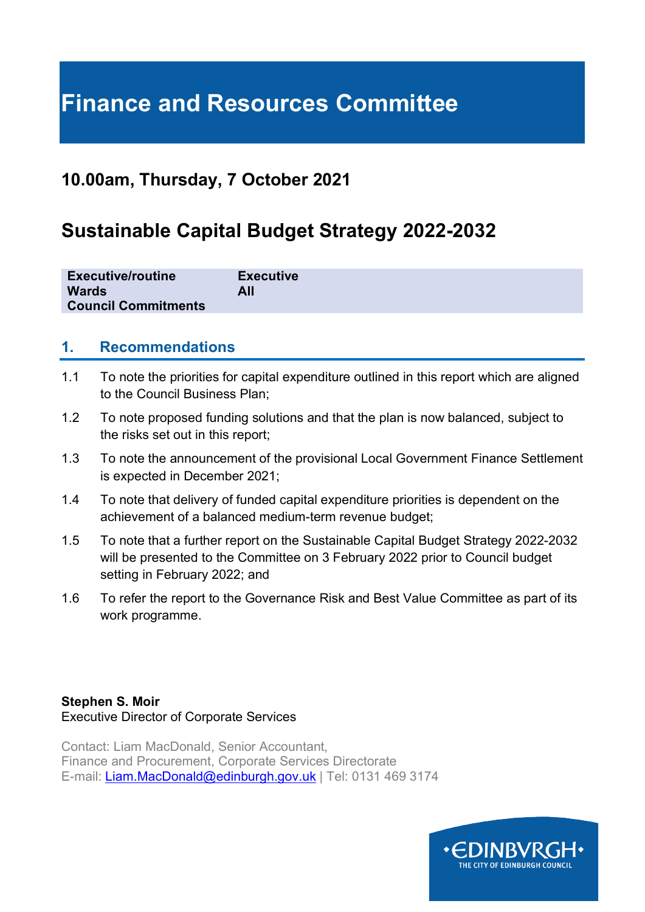# Finance and Resources Committee

## 10.00am, Thursday, 7 October 2021

## Sustainable Capital Budget Strategy 2022-2032

| | |
|---|---|
| **Executive/routine** | **Executive** |
| **Wards** | **All** |
| **Council Commitments** | |

### 1. Recommendations

1.1 To note the priorities for capital expenditure outlined in this report which are aligned to the Council Business Plan;

1.2 To note proposed funding solutions and that the plan is now balanced, subject to the risks set out in this report;

1.3 To note the announcement of the provisional Local Government Finance Settlement is expected in December 2021;

1.4 To note that delivery of funded capital expenditure priorities is dependent on the achievement of a balanced medium-term revenue budget;

1.5 To note that a further report on the Sustainable Capital Budget Strategy 2022-2032 will be presented to the Committee on 3 February 2022 prior to Council budget setting in February 2022; and

1.6 To refer the report to the Governance Risk and Best Value Committee as part of its work programme.

**Stephen S. Moir**
Executive Director of Corporate Services

Contact: Liam MacDonald, Senior Accountant,
Finance and Procurement, Corporate Services Directorate
E-mail: Liam.MacDonald@edinburgh.gov.uk | Tel: 0131 469 3174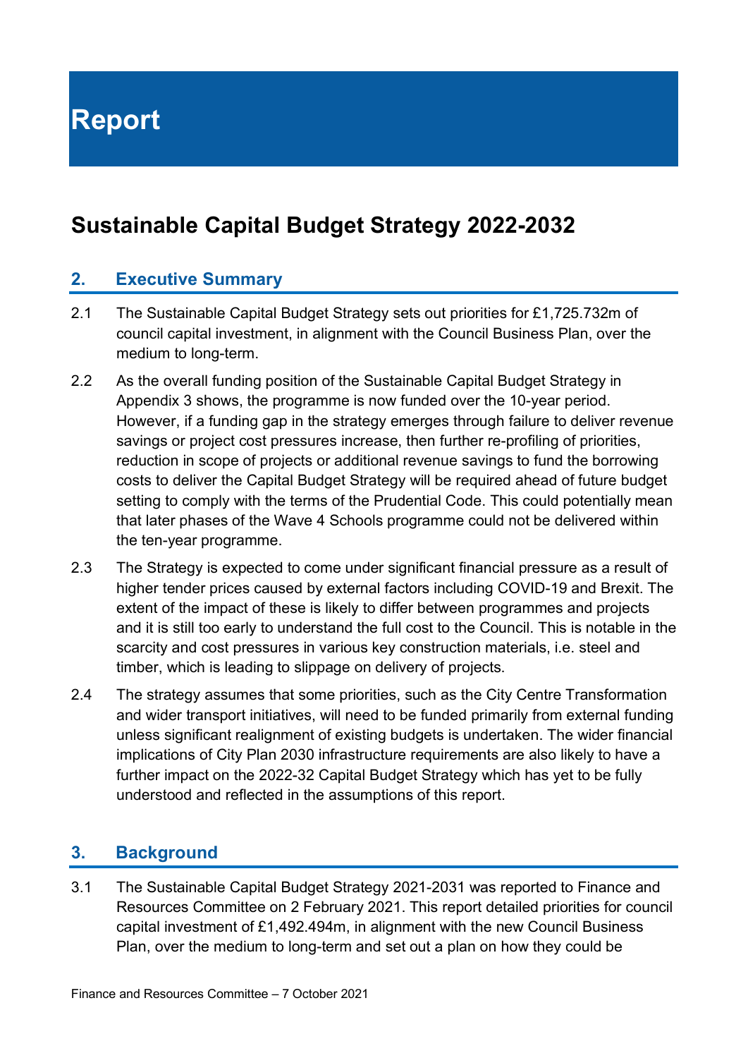# Report

## Sustainable Capital Budget Strategy 2022-2032

### 2. Executive Summary

2.1 The Sustainable Capital Budget Strategy sets out priorities for £1,725.732m of council capital investment, in alignment with the Council Business Plan, over the medium to long-term.

2.2 As the overall funding position of the Sustainable Capital Budget Strategy in Appendix 3 shows, the programme is now funded over the 10-year period. However, if a funding gap in the strategy emerges through failure to deliver revenue savings or project cost pressures increase, then further re-profiling of priorities, reduction in scope of projects or additional revenue savings to fund the borrowing costs to deliver the Capital Budget Strategy will be required ahead of future budget setting to comply with the terms of the Prudential Code. This could potentially mean that later phases of the Wave 4 Schools programme could not be delivered within the ten-year programme.

2.3 The Strategy is expected to come under significant financial pressure as a result of higher tender prices caused by external factors including COVID-19 and Brexit. The extent of the impact of these is likely to differ between programmes and projects and it is still too early to understand the full cost to the Council. This is notable in the scarcity and cost pressures in various key construction materials, i.e. steel and timber, which is leading to slippage on delivery of projects.

2.4 The strategy assumes that some priorities, such as the City Centre Transformation and wider transport initiatives, will need to be funded primarily from external funding unless significant realignment of existing budgets is undertaken. The wider financial implications of City Plan 2030 infrastructure requirements are also likely to have a further impact on the 2022-32 Capital Budget Strategy which has yet to be fully understood and reflected in the assumptions of this report.

### 3. Background

3.1 The Sustainable Capital Budget Strategy 2021-2031 was reported to Finance and Resources Committee on 2 February 2021. This report detailed priorities for council capital investment of £1,492.494m, in alignment with the new Council Business Plan, over the medium to long-term and set out a plan on how they could be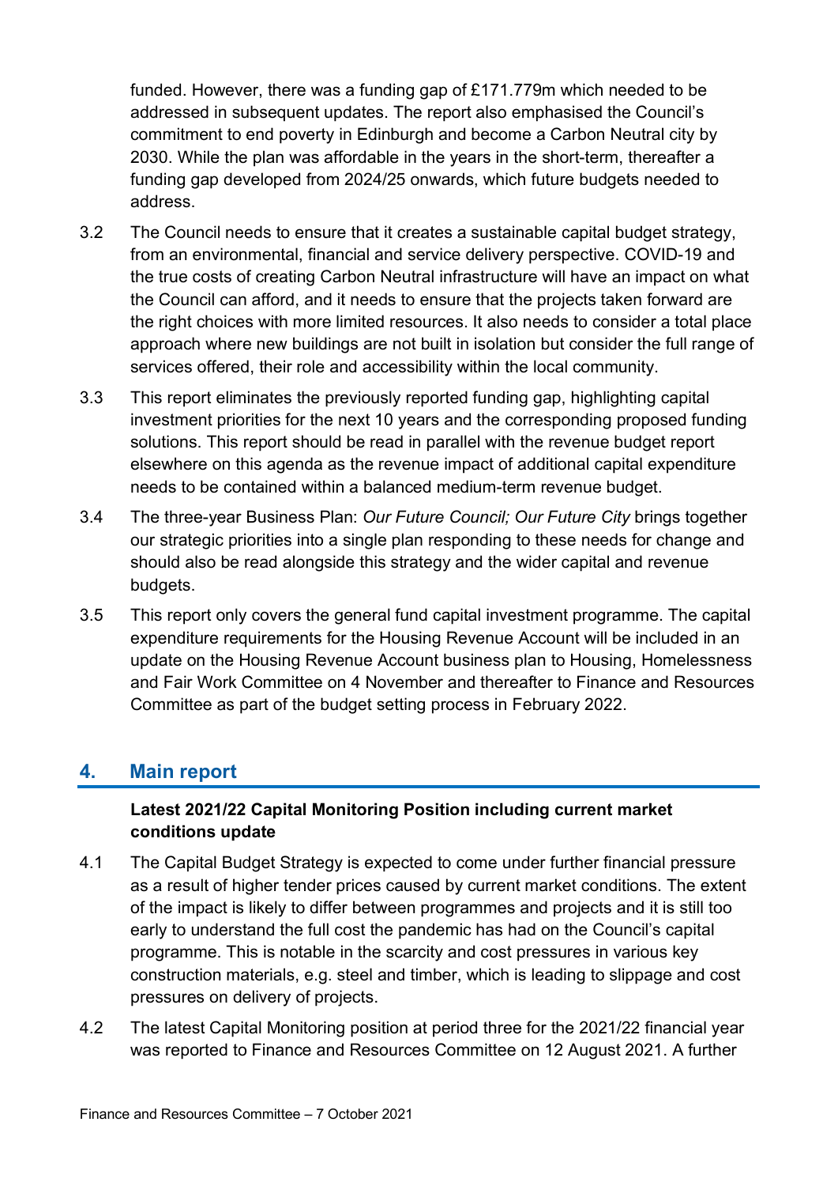funded. However, there was a funding gap of £171.779m which needed to be addressed in subsequent updates. The report also emphasised the Council's commitment to end poverty in Edinburgh and become a Carbon Neutral city by 2030. While the plan was affordable in the years in the short-term, thereafter a funding gap developed from 2024/25 onwards, which future budgets needed to address.

3.2 The Council needs to ensure that it creates a sustainable capital budget strategy, from an environmental, financial and service delivery perspective. COVID-19 and the true costs of creating Carbon Neutral infrastructure will have an impact on what the Council can afford, and it needs to ensure that the projects taken forward are the right choices with more limited resources. It also needs to consider a total place approach where new buildings are not built in isolation but consider the full range of services offered, their role and accessibility within the local community.

3.3 This report eliminates the previously reported funding gap, highlighting capital investment priorities for the next 10 years and the corresponding proposed funding solutions. This report should be read in parallel with the revenue budget report elsewhere on this agenda as the revenue impact of additional capital expenditure needs to be contained within a balanced medium-term revenue budget.

3.4 The three-year Business Plan: *Our Future Council; Our Future City* brings together our strategic priorities into a single plan responding to these needs for change and should also be read alongside this strategy and the wider capital and revenue budgets.

3.5 This report only covers the general fund capital investment programme. The capital expenditure requirements for the Housing Revenue Account will be included in an update on the Housing Revenue Account business plan to Housing, Homelessness and Fair Work Committee on 4 November and thereafter to Finance and Resources Committee as part of the budget setting process in February 2022.

## 4. Main report

**Latest 2021/22 Capital Monitoring Position including current market conditions update**

4.1 The Capital Budget Strategy is expected to come under further financial pressure as a result of higher tender prices caused by current market conditions. The extent of the impact is likely to differ between programmes and projects and it is still too early to understand the full cost the pandemic has had on the Council's capital programme. This is notable in the scarcity and cost pressures in various key construction materials, e.g. steel and timber, which is leading to slippage and cost pressures on delivery of projects.

4.2 The latest Capital Monitoring position at period three for the 2021/22 financial year was reported to Finance and Resources Committee on 12 August 2021. A further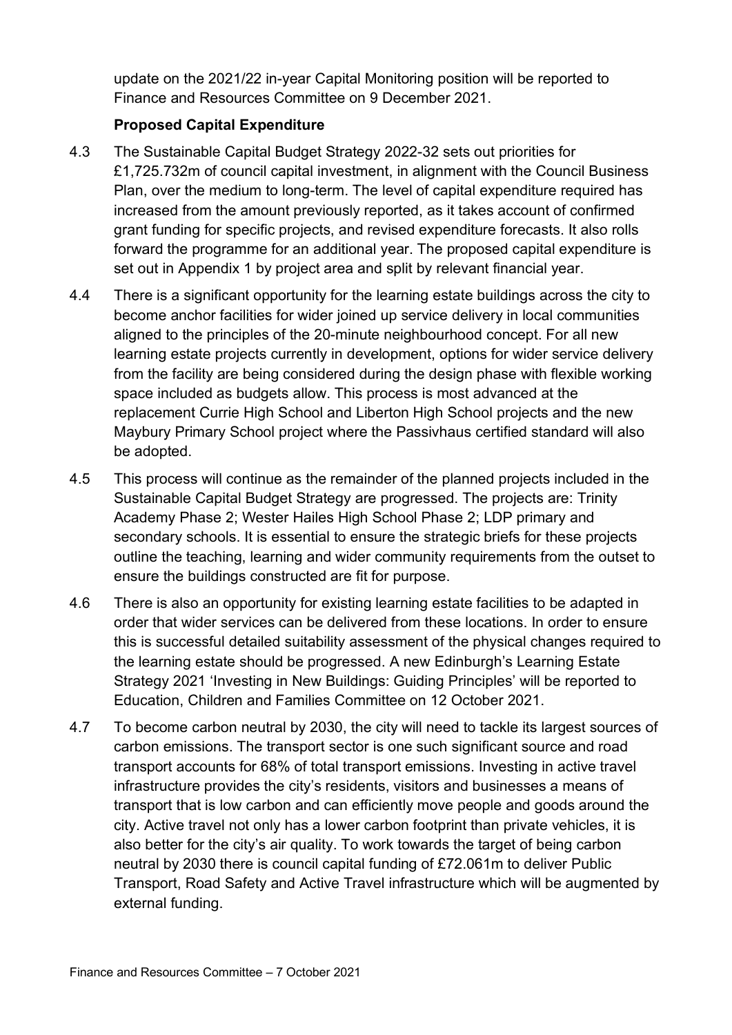update on the 2021/22 in-year Capital Monitoring position will be reported to Finance and Resources Committee on 9 December 2021.

**Proposed Capital Expenditure**

4.3 The Sustainable Capital Budget Strategy 2022-32 sets out priorities for £1,725.732m of council capital investment, in alignment with the Council Business Plan, over the medium to long-term. The level of capital expenditure required has increased from the amount previously reported, as it takes account of confirmed grant funding for specific projects, and revised expenditure forecasts. It also rolls forward the programme for an additional year. The proposed capital expenditure is set out in Appendix 1 by project area and split by relevant financial year.

4.4 There is a significant opportunity for the learning estate buildings across the city to become anchor facilities for wider joined up service delivery in local communities aligned to the principles of the 20-minute neighbourhood concept. For all new learning estate projects currently in development, options for wider service delivery from the facility are being considered during the design phase with flexible working space included as budgets allow. This process is most advanced at the replacement Currie High School and Liberton High School projects and the new Maybury Primary School project where the Passivhaus certified standard will also be adopted.

4.5 This process will continue as the remainder of the planned projects included in the Sustainable Capital Budget Strategy are progressed. The projects are: Trinity Academy Phase 2; Wester Hailes High School Phase 2; LDP primary and secondary schools. It is essential to ensure the strategic briefs for these projects outline the teaching, learning and wider community requirements from the outset to ensure the buildings constructed are fit for purpose.

4.6 There is also an opportunity for existing learning estate facilities to be adapted in order that wider services can be delivered from these locations. In order to ensure this is successful detailed suitability assessment of the physical changes required to the learning estate should be progressed. A new Edinburgh's Learning Estate Strategy 2021 'Investing in New Buildings: Guiding Principles' will be reported to Education, Children and Families Committee on 12 October 2021.

4.7 To become carbon neutral by 2030, the city will need to tackle its largest sources of carbon emissions. The transport sector is one such significant source and road transport accounts for 68% of total transport emissions. Investing in active travel infrastructure provides the city's residents, visitors and businesses a means of transport that is low carbon and can efficiently move people and goods around the city. Active travel not only has a lower carbon footprint than private vehicles, it is also better for the city's air quality. To work towards the target of being carbon neutral by 2030 there is council capital funding of £72.061m to deliver Public Transport, Road Safety and Active Travel infrastructure which will be augmented by external funding.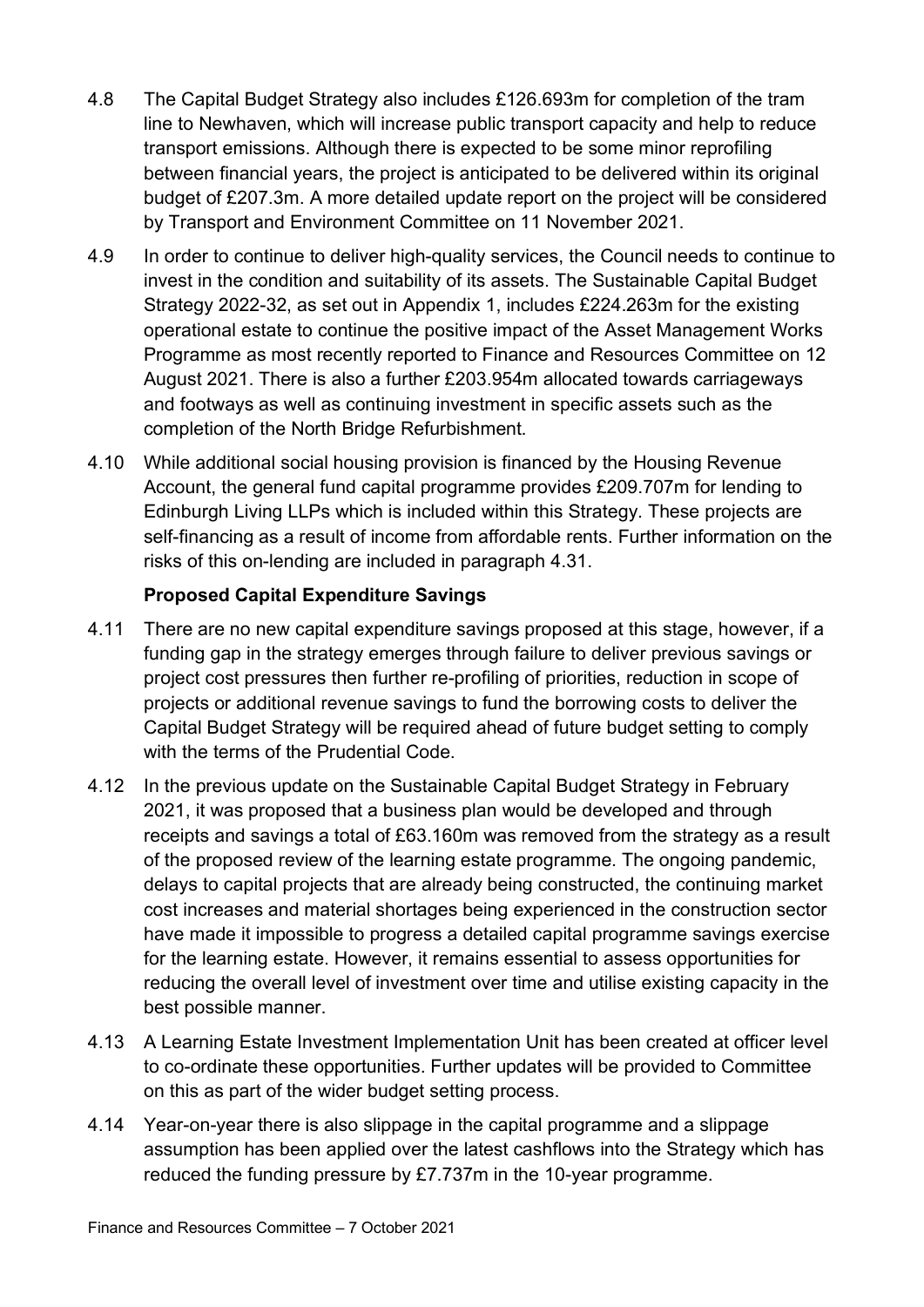4.8 The Capital Budget Strategy also includes £126.693m for completion of the tram line to Newhaven, which will increase public transport capacity and help to reduce transport emissions. Although there is expected to be some minor reprofiling between financial years, the project is anticipated to be delivered within its original budget of £207.3m. A more detailed update report on the project will be considered by Transport and Environment Committee on 11 November 2021.

4.9 In order to continue to deliver high-quality services, the Council needs to continue to invest in the condition and suitability of its assets. The Sustainable Capital Budget Strategy 2022-32, as set out in Appendix 1, includes £224.263m for the existing operational estate to continue the positive impact of the Asset Management Works Programme as most recently reported to Finance and Resources Committee on 12 August 2021. There is also a further £203.954m allocated towards carriageways and footways as well as continuing investment in specific assets such as the completion of the North Bridge Refurbishment.

4.10 While additional social housing provision is financed by the Housing Revenue Account, the general fund capital programme provides £209.707m for lending to Edinburgh Living LLPs which is included within this Strategy. These projects are self-financing as a result of income from affordable rents. Further information on the risks of this on-lending are included in paragraph 4.31.

**Proposed Capital Expenditure Savings**

4.11 There are no new capital expenditure savings proposed at this stage, however, if a funding gap in the strategy emerges through failure to deliver previous savings or project cost pressures then further re-profiling of priorities, reduction in scope of projects or additional revenue savings to fund the borrowing costs to deliver the Capital Budget Strategy will be required ahead of future budget setting to comply with the terms of the Prudential Code.

4.12 In the previous update on the Sustainable Capital Budget Strategy in February 2021, it was proposed that a business plan would be developed and through receipts and savings a total of £63.160m was removed from the strategy as a result of the proposed review of the learning estate programme. The ongoing pandemic, delays to capital projects that are already being constructed, the continuing market cost increases and material shortages being experienced in the construction sector have made it impossible to progress a detailed capital programme savings exercise for the learning estate. However, it remains essential to assess opportunities for reducing the overall level of investment over time and utilise existing capacity in the best possible manner.

4.13 A Learning Estate Investment Implementation Unit has been created at officer level to co-ordinate these opportunities. Further updates will be provided to Committee on this as part of the wider budget setting process.

4.14 Year-on-year there is also slippage in the capital programme and a slippage assumption has been applied over the latest cashflows into the Strategy which has reduced the funding pressure by £7.737m in the 10-year programme.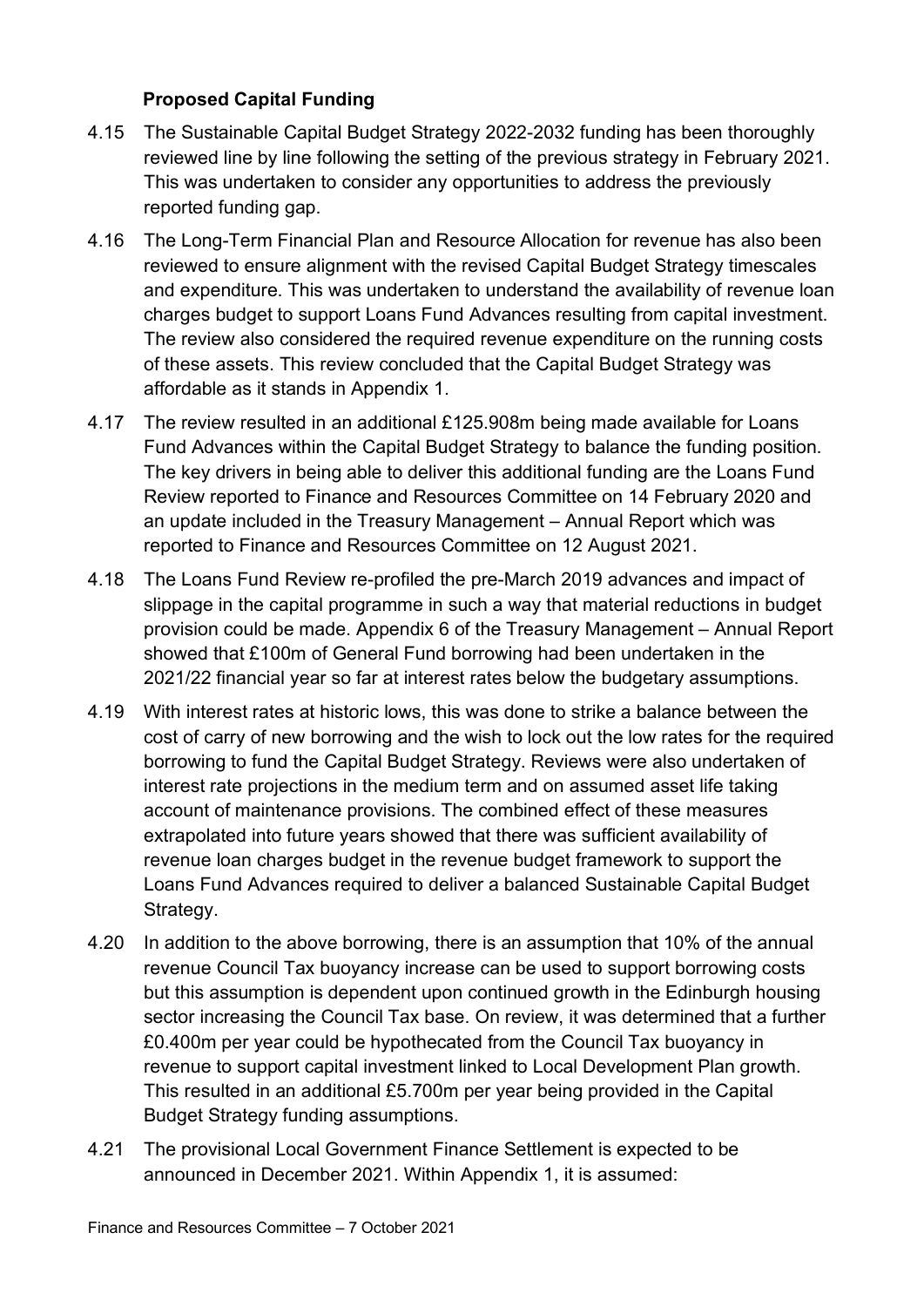### Proposed Capital Funding

4.15 The Sustainable Capital Budget Strategy 2022-2032 funding has been thoroughly reviewed line by line following the setting of the previous strategy in February 2021. This was undertaken to consider any opportunities to address the previously reported funding gap.

4.16 The Long-Term Financial Plan and Resource Allocation for revenue has also been reviewed to ensure alignment with the revised Capital Budget Strategy timescales and expenditure. This was undertaken to understand the availability of revenue loan charges budget to support Loans Fund Advances resulting from capital investment. The review also considered the required revenue expenditure on the running costs of these assets. This review concluded that the Capital Budget Strategy was affordable as it stands in Appendix 1.

4.17 The review resulted in an additional £125.908m being made available for Loans Fund Advances within the Capital Budget Strategy to balance the funding position. The key drivers in being able to deliver this additional funding are the Loans Fund Review reported to Finance and Resources Committee on 14 February 2020 and an update included in the Treasury Management – Annual Report which was reported to Finance and Resources Committee on 12 August 2021.

4.18 The Loans Fund Review re-profiled the pre-March 2019 advances and impact of slippage in the capital programme in such a way that material reductions in budget provision could be made. Appendix 6 of the Treasury Management – Annual Report showed that £100m of General Fund borrowing had been undertaken in the 2021/22 financial year so far at interest rates below the budgetary assumptions.

4.19 With interest rates at historic lows, this was done to strike a balance between the cost of carry of new borrowing and the wish to lock out the low rates for the required borrowing to fund the Capital Budget Strategy. Reviews were also undertaken of interest rate projections in the medium term and on assumed asset life taking account of maintenance provisions. The combined effect of these measures extrapolated into future years showed that there was sufficient availability of revenue loan charges budget in the revenue budget framework to support the Loans Fund Advances required to deliver a balanced Sustainable Capital Budget Strategy.

4.20 In addition to the above borrowing, there is an assumption that 10% of the annual revenue Council Tax buoyancy increase can be used to support borrowing costs but this assumption is dependent upon continued growth in the Edinburgh housing sector increasing the Council Tax base. On review, it was determined that a further £0.400m per year could be hypothecated from the Council Tax buoyancy in revenue to support capital investment linked to Local Development Plan growth. This resulted in an additional £5.700m per year being provided in the Capital Budget Strategy funding assumptions.

4.21 The provisional Local Government Finance Settlement is expected to be announced in December 2021. Within Appendix 1, it is assumed: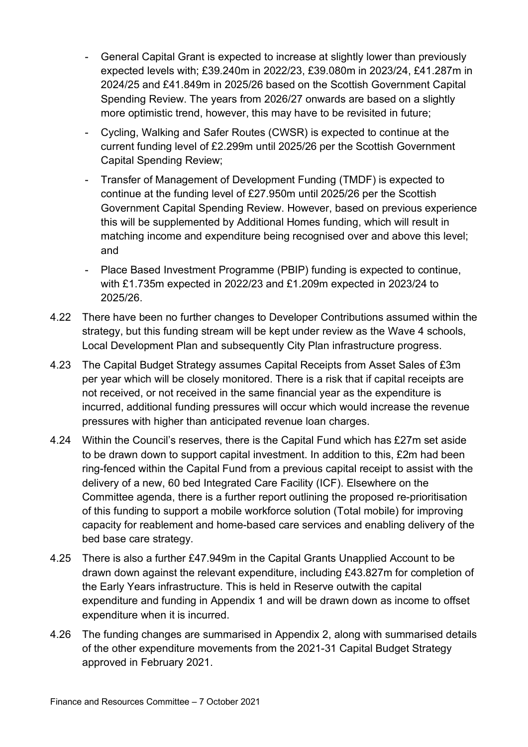- General Capital Grant is expected to increase at slightly lower than previously expected levels with; £39.240m in 2022/23, £39.080m in 2023/24, £41.287m in 2024/25 and £41.849m in 2025/26 based on the Scottish Government Capital Spending Review. The years from 2026/27 onwards are based on a slightly more optimistic trend, however, this may have to be revisited in future;
- Cycling, Walking and Safer Routes (CWSR) is expected to continue at the current funding level of £2.299m until 2025/26 per the Scottish Government Capital Spending Review;
- Transfer of Management of Development Funding (TMDF) is expected to continue at the funding level of £27.950m until 2025/26 per the Scottish Government Capital Spending Review. However, based on previous experience this will be supplemented by Additional Homes funding, which will result in matching income and expenditure being recognised over and above this level; and
- Place Based Investment Programme (PBIP) funding is expected to continue, with £1.735m expected in 2022/23 and £1.209m expected in 2023/24 to 2025/26.

4.22 There have been no further changes to Developer Contributions assumed within the strategy, but this funding stream will be kept under review as the Wave 4 schools, Local Development Plan and subsequently City Plan infrastructure progress.

4.23 The Capital Budget Strategy assumes Capital Receipts from Asset Sales of £3m per year which will be closely monitored. There is a risk that if capital receipts are not received, or not received in the same financial year as the expenditure is incurred, additional funding pressures will occur which would increase the revenue pressures with higher than anticipated revenue loan charges.

4.24 Within the Council's reserves, there is the Capital Fund which has £27m set aside to be drawn down to support capital investment. In addition to this, £2m had been ring-fenced within the Capital Fund from a previous capital receipt to assist with the delivery of a new, 60 bed Integrated Care Facility (ICF). Elsewhere on the Committee agenda, there is a further report outlining the proposed re-prioritisation of this funding to support a mobile workforce solution (Total mobile) for improving capacity for reablement and home-based care services and enabling delivery of the bed base care strategy.

4.25 There is also a further £47.949m in the Capital Grants Unapplied Account to be drawn down against the relevant expenditure, including £43.827m for completion of the Early Years infrastructure. This is held in Reserve outwith the capital expenditure and funding in Appendix 1 and will be drawn down as income to offset expenditure when it is incurred.

4.26 The funding changes are summarised in Appendix 2, along with summarised details of the other expenditure movements from the 2021-31 Capital Budget Strategy approved in February 2021.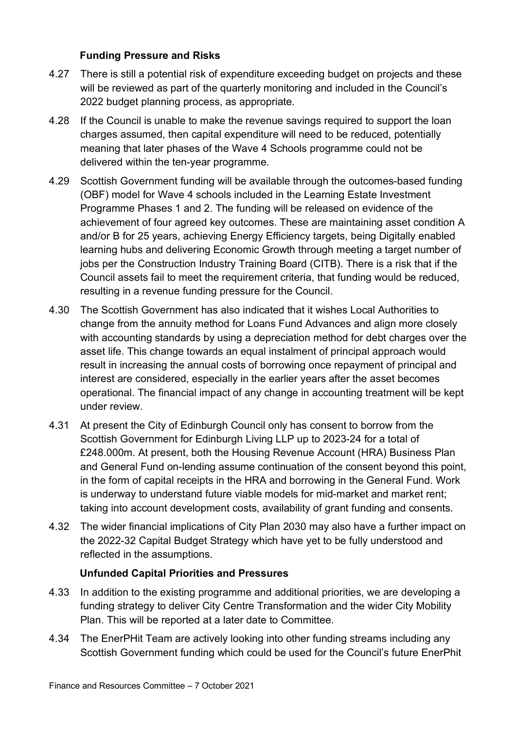### Funding Pressure and Risks

4.27 There is still a potential risk of expenditure exceeding budget on projects and these will be reviewed as part of the quarterly monitoring and included in the Council's 2022 budget planning process, as appropriate.

4.28 If the Council is unable to make the revenue savings required to support the loan charges assumed, then capital expenditure will need to be reduced, potentially meaning that later phases of the Wave 4 Schools programme could not be delivered within the ten-year programme.

4.29 Scottish Government funding will be available through the outcomes-based funding (OBF) model for Wave 4 schools included in the Learning Estate Investment Programme Phases 1 and 2. The funding will be released on evidence of the achievement of four agreed key outcomes. These are maintaining asset condition A and/or B for 25 years, achieving Energy Efficiency targets, being Digitally enabled learning hubs and delivering Economic Growth through meeting a target number of jobs per the Construction Industry Training Board (CITB). There is a risk that if the Council assets fail to meet the requirement criteria, that funding would be reduced, resulting in a revenue funding pressure for the Council.

4.30 The Scottish Government has also indicated that it wishes Local Authorities to change from the annuity method for Loans Fund Advances and align more closely with accounting standards by using a depreciation method for debt charges over the asset life. This change towards an equal instalment of principal approach would result in increasing the annual costs of borrowing once repayment of principal and interest are considered, especially in the earlier years after the asset becomes operational. The financial impact of any change in accounting treatment will be kept under review.

4.31 At present the City of Edinburgh Council only has consent to borrow from the Scottish Government for Edinburgh Living LLP up to 2023-24 for a total of £248.000m. At present, both the Housing Revenue Account (HRA) Business Plan and General Fund on-lending assume continuation of the consent beyond this point, in the form of capital receipts in the HRA and borrowing in the General Fund. Work is underway to understand future viable models for mid-market and market rent; taking into account development costs, availability of grant funding and consents.

4.32 The wider financial implications of City Plan 2030 may also have a further impact on the 2022-32 Capital Budget Strategy which have yet to be fully understood and reflected in the assumptions.

### Unfunded Capital Priorities and Pressures

4.33 In addition to the existing programme and additional priorities, we are developing a funding strategy to deliver City Centre Transformation and the wider City Mobility Plan. This will be reported at a later date to Committee.

4.34 The EnerPHit Team are actively looking into other funding streams including any Scottish Government funding which could be used for the Council's future EnerPhit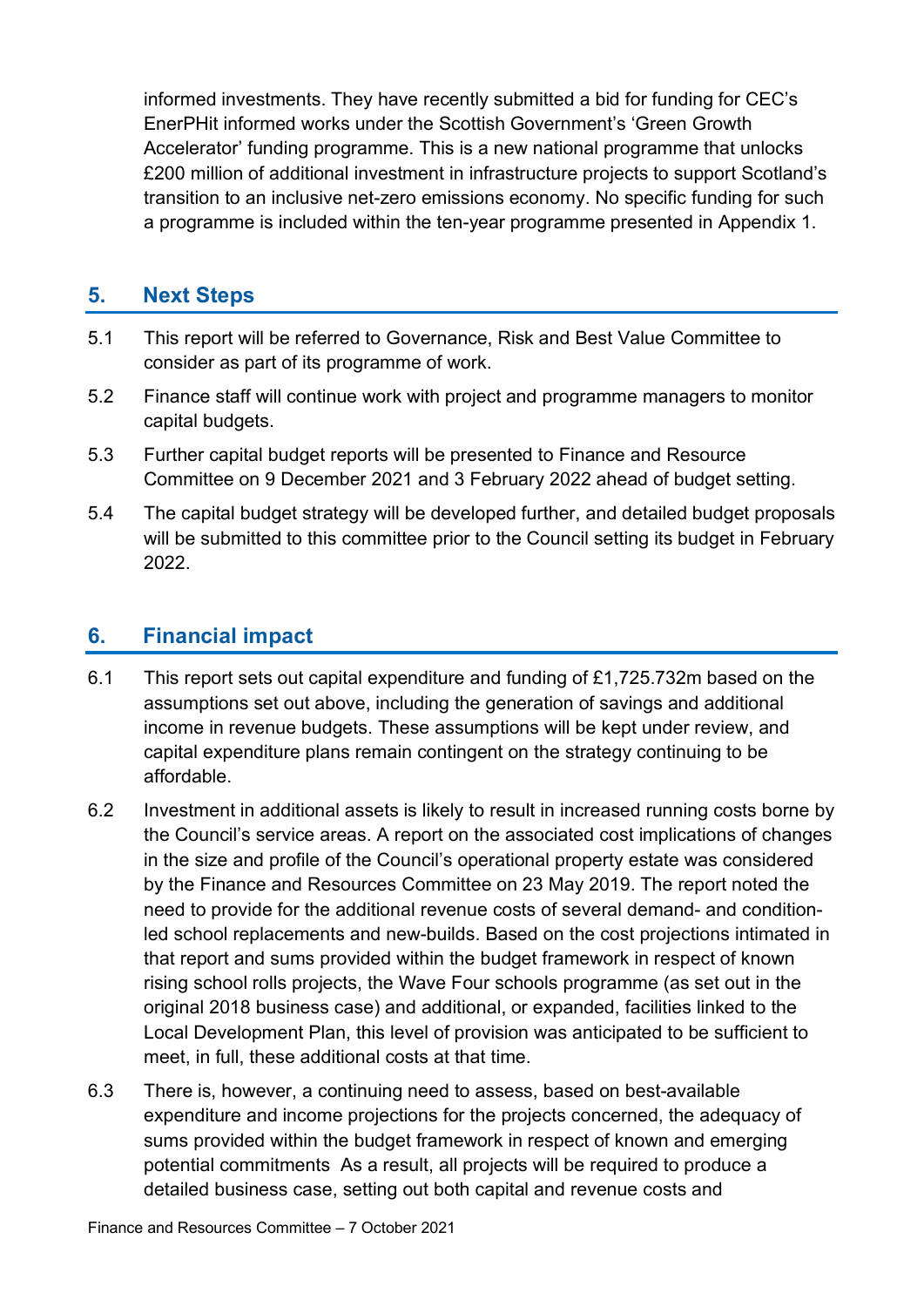informed investments. They have recently submitted a bid for funding for CEC's EnerPHit informed works under the Scottish Government's 'Green Growth Accelerator' funding programme. This is a new national programme that unlocks £200 million of additional investment in infrastructure projects to support Scotland's transition to an inclusive net-zero emissions economy. No specific funding for such a programme is included within the ten-year programme presented in Appendix 1.

## 5. Next Steps

5.1 This report will be referred to Governance, Risk and Best Value Committee to consider as part of its programme of work.

5.2 Finance staff will continue work with project and programme managers to monitor capital budgets.

5.3 Further capital budget reports will be presented to Finance and Resource Committee on 9 December 2021 and 3 February 2022 ahead of budget setting.

5.4 The capital budget strategy will be developed further, and detailed budget proposals will be submitted to this committee prior to the Council setting its budget in February 2022.

## 6. Financial impact

6.1 This report sets out capital expenditure and funding of £1,725.732m based on the assumptions set out above, including the generation of savings and additional income in revenue budgets. These assumptions will be kept under review, and capital expenditure plans remain contingent on the strategy continuing to be affordable.

6.2 Investment in additional assets is likely to result in increased running costs borne by the Council's service areas. A report on the associated cost implications of changes in the size and profile of the Council's operational property estate was considered by the Finance and Resources Committee on 23 May 2019. The report noted the need to provide for the additional revenue costs of several demand- and condition-led school replacements and new-builds. Based on the cost projections intimated in that report and sums provided within the budget framework in respect of known rising school rolls projects, the Wave Four schools programme (as set out in the original 2018 business case) and additional, or expanded, facilities linked to the Local Development Plan, this level of provision was anticipated to be sufficient to meet, in full, these additional costs at that time.

6.3 There is, however, a continuing need to assess, based on best-available expenditure and income projections for the projects concerned, the adequacy of sums provided within the budget framework in respect of known and emerging potential commitments As a result, all projects will be required to produce a detailed business case, setting out both capital and revenue costs and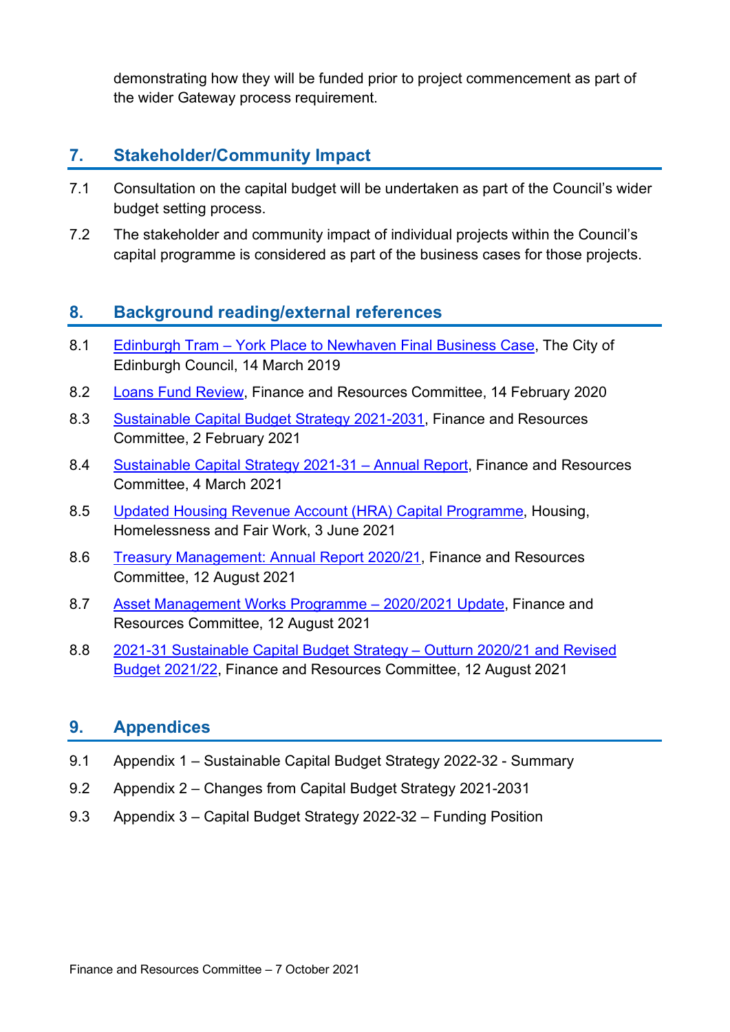demonstrating how they will be funded prior to project commencement as part of the wider Gateway process requirement.

## 7. Stakeholder/Community Impact

7.1 Consultation on the capital budget will be undertaken as part of the Council's wider budget setting process.

7.2 The stakeholder and community impact of individual projects within the Council's capital programme is considered as part of the business cases for those projects.

## 8. Background reading/external references

8.1 Edinburgh Tram – York Place to Newhaven Final Business Case, The City of Edinburgh Council, 14 March 2019

8.2 Loans Fund Review, Finance and Resources Committee, 14 February 2020

8.3 Sustainable Capital Budget Strategy 2021-2031, Finance and Resources Committee, 2 February 2021

8.4 Sustainable Capital Strategy 2021-31 – Annual Report, Finance and Resources Committee, 4 March 2021

8.5 Updated Housing Revenue Account (HRA) Capital Programme, Housing, Homelessness and Fair Work, 3 June 2021

8.6 Treasury Management: Annual Report 2020/21, Finance and Resources Committee, 12 August 2021

8.7 Asset Management Works Programme – 2020/2021 Update, Finance and Resources Committee, 12 August 2021

8.8 2021-31 Sustainable Capital Budget Strategy – Outturn 2020/21 and Revised Budget 2021/22, Finance and Resources Committee, 12 August 2021

## 9. Appendices

9.1 Appendix 1 – Sustainable Capital Budget Strategy 2022-32 - Summary

9.2 Appendix 2 – Changes from Capital Budget Strategy 2021-2031

9.3 Appendix 3 – Capital Budget Strategy 2022-32 – Funding Position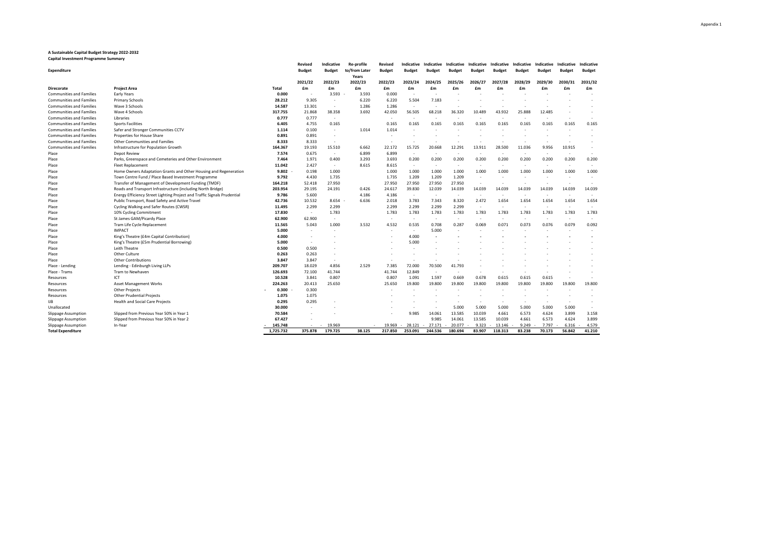Appendix 1

**A Sustainable Capital Budget Strategy 2022-2032**
**Capital Investment Programme Summary**

| **Expenditure** | | | **Revised Budget** | **Indicative Budget** | **Re-profile to/from Later Years** | **Revised Budget** | **Indicative Budget** | **Indicative Budget** | **Indicative Budget** | **Indicative Budget** | **Indicative Budget** | **Indicative Budget** | **Indicative Budget** | **Indicative Budget** | **Indicative Budget** |
|---|---|---|---|---|---|---|---|---|---|---|---|---|---|---|---|
| | | | **2021/22** | **2022/23** | **2022/23** | **2022/23** | **2023/24** | **2024/25** | **2025/26** | **2026/27** | **2027/28** | **2028/29** | **2029/30** | **2030/31** | **2031/32** |
| **Direcorate** | **Project Area** | **Total** | **£m** | **£m** | **£m** | **£m** | **£m** | **£m** | **£m** | **£m** | **£m** | **£m** | **£m** | **£m** | **£m** |
| Communities and Families | Early Years | **0.000** | - | 3.593 | -3.593 | 0.000 | - | - | - | - | - | - | - | - | - |
| Communities and Families | Primary Schools | **28.212** | 9.305 | - | 6.220 | 6.220 | 5.504 | 7.183 | - | - | - | - | - | - | - |
| Communities and Families | Wave 3 Schools | **14.587** | 13.301 | - | 1.286 | 1.286 | - | - | - | - | - | - | - | - | - |
| Communities and Families | Wave 4 Schools | **317.755** | 21.868 | 38.358 | 3.692 | 42.050 | 56.505 | 68.218 | 36.320 | 10.489 | 43.932 | 25.888 | 12.485 | - | - |
| Communities and Families | Libraries | **0.777** | 0.777 | - | | - | - | - | - | - | - | - | - | - | - |
| Communities and Families | Sports Facilities | **6.405** | 4.755 | 0.165 | | 0.165 | 0.165 | 0.165 | 0.165 | 0.165 | 0.165 | 0.165 | 0.165 | 0.165 | 0.165 |
| Communities and Families | Safer and Stronger Communities CCTV | **1.114** | 0.100 | - | 1.014 | 1.014 | - | - | - | - | - | - | - | - | - |
| Communities and Families | Properties for House Share | **0.891** | 0.891 | - | | - | - | - | - | - | - | - | - | - | - |
| Communities and Families | Other Communities and Families | **8.333** | 8.333 | - | | - | - | - | - | - | - | - | - | - | - |
| Communities and Families | Infrastructure for Population Growth | **164.367** | 19.193 | 15.510 | 6.662 | 22.172 | 15.725 | 20.668 | 12.291 | 13.911 | 28.500 | 11.036 | 9.956 | 10.915 | - |
| Place | Depot Review | **7.574** | 0.675 | - | 6.899 | 6.899 | - | - | - | - | - | - | - | - | - |
| Place | Parks, Greenspace and Cemeteries and Other Environment | **7.464** | 1.971 | 0.400 | 3.293 | 3.693 | 0.200 | 0.200 | 0.200 | 0.200 | 0.200 | 0.200 | 0.200 | 0.200 | 0.200 |
| Place | Fleet Replacement | **11.042** | 2.427 | - | 8.615 | 8.615 | - | - | - | - | - | - | - | - | - |
| Place | Home Owners Adaptation Grants and Other Housing and Regeneration | **9.802** | -0.198 | 1.000 | | 1.000 | 1.000 | 1.000 | 1.000 | 1.000 | 1.000 | 1.000 | 1.000 | 1.000 | 1.000 |
| Place | Town Centre Fund / Place Based Investment Programme | **9.792** | 4.430 | 1.735 | | 1.735 | 1.209 | 1.209 | 1.209 | - | - | - | - | - | - |
| Place | Transfer of Management of Development Funding (TMDF) | **164.218** | 52.418 | 27.950 | | 27.950 | 27.950 | 27.950 | 27.950 | - | - | - | - | - | - |
| Place | Roads and Transport Infrastructure (including North Bridge) | **203.954** | 29.195 | 24.191 | 0.426 | 24.617 | 39.830 | 12.039 | 14.039 | 14.039 | 14.039 | 14.039 | 14.039 | 14.039 | 14.039 |
| Place | Energy Efficiency Street Lighting Project and Traffic Signals Prudential | **9.786** | 5.600 | - | 4.186 | 4.186 | - | - | - | - | - | - | - | - | - |
| Place | Public Transport, Road Safety and Active Travel | **42.736** | 10.532 | 8.654 | -6.636 | 2.018 | 3.783 | 7.343 | 8.320 | 2.472 | 1.654 | 1.654 | 1.654 | 1.654 | 1.654 |
| Place | Cycling Walking and Safer Routes (CWSR) | **11.495** | 2.299 | 2.299 | | 2.299 | 2.299 | 2.299 | 2.299 | - | - | - | - | - | - |
| Place | 10% Cycling Commitment | **17.830** | - | 1.783 | | 1.783 | 1.783 | 1.783 | 1.783 | 1.783 | 1.783 | 1.783 | 1.783 | 1.783 | 1.783 |
| Place | St James GAM/Picardy Place | **62.900** | 62.900 | - | | - | - | - | - | - | - | - | - | - | - |
| Place | Tram Life Cycle Replacement | **11.565** | 5.043 | 1.000 | 3.532 | 4.532 | 0.535 | 0.708 | 0.287 | 0.069 | 0.071 | 0.073 | 0.076 | 0.079 | 0.092 |
| Place | IMPACT | **5.000** | - | - | | - | - | 5.000 | - | - | - | - | - | - | - |
| Place | King's Theatre (£4m Capital Contribution) | **4.000** | - | - | | - | 4.000 | - | - | - | - | - | - | - | - |
| Place | King's Theatre (£5m Prudential Borrowing) | **5.000** | - | - | | - | 5.000 | - | - | - | - | - | - | - | - |
| Place | Leith Theatre | **0.500** | 0.500 | - | | - | - | - | - | - | - | - | - | - | - |
| Place | Other Culture | **0.263** | 0.263 | - | | - | - | - | - | - | - | - | - | - | - |
| Place | Other Contributions | **3.847** | 3.847 | - | | - | - | - | - | - | - | - | - | - | - |
| Place - Lending | Lending - Edinburgh Living LLPs | **209.707** | 18.029 | 4.856 | 2.529 | 7.385 | 72.000 | 70.500 | 41.793 | - | - | - | - | - | - |
| Place - Trams | Tram to Newhaven | **126.693** | 72.100 | 41.744 | | 41.744 | 12.849 | - | - | - | - | - | - | - | - |
| Resources | ICT | **10.528** | 3.841 | 0.807 | | 0.807 | 1.091 | 1.597 | 0.669 | 0.678 | 0.615 | 0.615 | 0.615 | - | - |
| Resources | Asset Management Works | **224.263** | 20.413 | 25.650 | | 25.650 | 19.800 | 19.800 | 19.800 | 19.800 | 19.800 | 19.800 | 19.800 | 19.800 | 19.800 |
| Resources | Other Projects | **-0.300** | -0.300 | | | - | - | - | - | - | - | - | - | - | - |
| Resources | Other Prudential Projects | **1.075** | 1.075 | - | | - | - | - | - | - | - | - | - | - | - |
| IJB | Health and Social Care Projects | **0.295** | 0.295 | - | | - | - | - | - | - | - | - | - | - | - |
| Unallocated | | **30.000** | - | - | | - | - | - | 5.000 | 5.000 | 5.000 | 5.000 | 5.000 | 5.000 | - |
| Slippage Assumption | Slipped from Previous Year 50% in Year 1 | **70.584** | - | - | | - | 9.985 | 14.061 | 13.585 | 10.039 | 4.661 | 6.573 | 4.624 | 3.899 | 3.158 |
| Slippage Assumption | Slipped from Previous Year 50% in Year 2 | **67.427** | - | | | | | 9.985 | 14.061 | 13.585 | 10.039 | 4.661 | 6.573 | 4.624 | 3.899 |
| Slippage Assumption | In-Year | **-145.748** | - | -19.969 | | -19.969 | -28.121 | -27.171 | -20.077 | -9.323 | -13.146 | -9.249 | -7.797 | -6.316 | -4.579 |
| **Total Expenditure** | | **1,725.732** | **375.878** | **179.725** | **38.125** | **217.850** | **253.091** | **244.536** | **180.694** | **83.907** | **118.313** | **83.238** | **70.173** | **56.842** | **41.210** |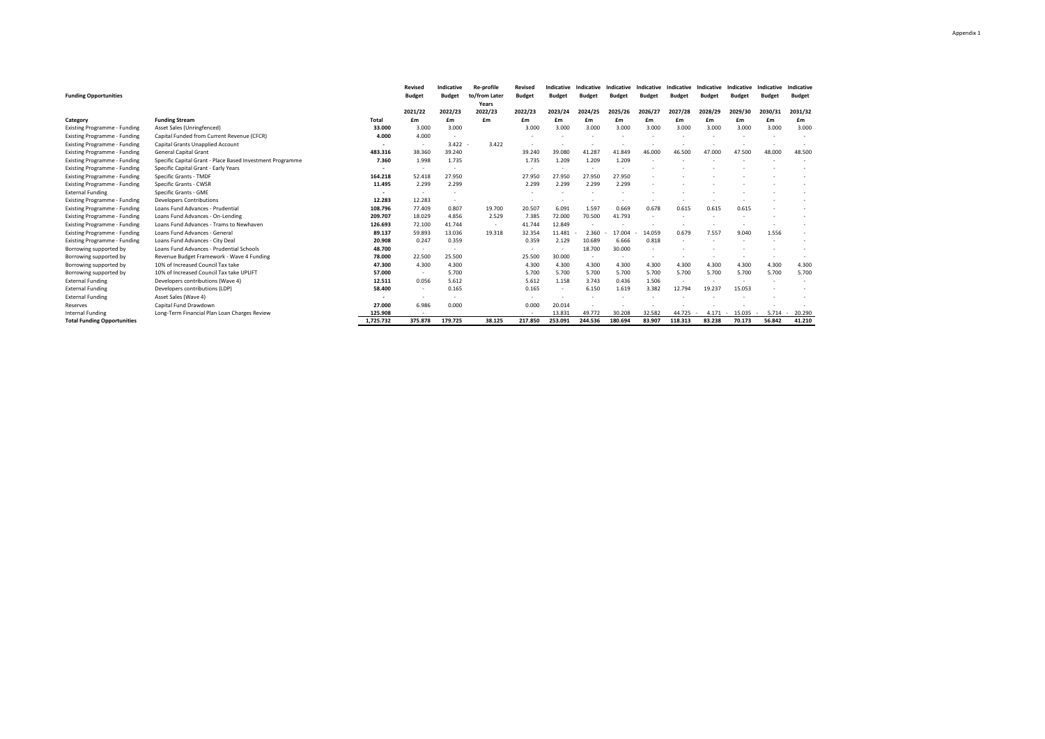Appendix 1

| Funding Opportunities | | | Revised Budget | Indicative Budget | Re-profile to/from Later Years | Revised Budget | Indicative Budget | Indicative Budget | Indicative Budget | Indicative Budget | Indicative Budget | Indicative Budget | Indicative Budget | Indicative Budget | Indicative Budget |
|---|---|---|---|---|---|---|---|---|---|---|---|---|---|---|---|
| | | | 2021/22 | 2022/23 | 2022/23 | 2022/23 | 2023/24 | 2024/25 | 2025/26 | 2026/27 | 2027/28 | 2028/29 | 2029/30 | 2030/31 | 2031/32 |
| **Category** | **Funding Stream** | **Total** | **£m** | **£m** | **£m** | **£m** | **£m** | **£m** | **£m** | **£m** | **£m** | **£m** | **£m** | **£m** | **£m** |
| Existing Programme - Funding | Asset Sales (Unringfenced) | **33.000** | 3.000 | 3.000 | | 3.000 | 3.000 | 3.000 | 3.000 | 3.000 | 3.000 | 3.000 | 3.000 | 3.000 | 3.000 |
| Existing Programme - Funding | Capital Funded from Current Revenue (CFCR) | **4.000** | 4.000 | - | | - | - | - | - | - | - | - | - | - | - |
| Existing Programme - Funding | Capital Grants Unapplied Account | **-** | - | 3.422 | -3.422 | - | - | - | - | - | - | - | - | - | - |
| Existing Programme - Funding | General Capital Grant | **483.316** | 38.360 | 39.240 | | 39.240 | 39.080 | 41.287 | 41.849 | 46.000 | 46.500 | 47.000 | 47.500 | 48.000 | 48.500 |
| Existing Programme - Funding | Specific Capital Grant - Place Based Investment Programme | **7.360** | 1.998 | 1.735 | | 1.735 | 1.209 | 1.209 | 1.209 | - | - | - | - | - | - |
| Existing Programme - Funding | Specific Capital Grant - Early Years | **-** | - | - | | - | - | - | - | - | - | - | - | - | - |
| Existing Programme - Funding | Specific Grants - TMDF | **164.218** | 52.418 | 27.950 | | 27.950 | 27.950 | 27.950 | 27.950 | - | - | - | - | - | - |
| Existing Programme - Funding | Specific Grants - CWSR | **11.495** | 2.299 | 2.299 | | 2.299 | 2.299 | 2.299 | 2.299 | - | - | - | - | - | - |
| External Funding | Specific Grants - GME | **-** | - | - | | - | - | - | - | - | - | - | - | - | - |
| Existing Programme - Funding | Developers Contributions | **12.283** | 12.283 | - | | - | - | - | - | - | - | - | - | - | - |
| Existing Programme - Funding | Loans Fund Advances - Prudential | **108.796** | 77.409 | 0.807 | 19.700 | 20.507 | 6.091 | 1.597 | 0.669 | 0.678 | 0.615 | 0.615 | 0.615 | - | - |
| Existing Programme - Funding | Loans Fund Advances - On-Lending | **209.707** | 18.029 | 4.856 | 2.529 | 7.385 | 72.000 | 70.500 | 41.793 | - | - | - | - | - | - |
| Existing Programme - Funding | Loans Fund Advances - Trams to Newhaven | **126.693** | 72.100 | 41.744 | - | 41.744 | 12.849 | - | - | - | - | - | - | - | - |
| Existing Programme - Funding | Loans Fund Advances - General | **89.137** | 59.893 | 13.036 | 19.318 | 32.354 | 11.481 | -2.360 | -17.004 | -14.059 | 0.679 | 7.557 | 9.040 | 1.556 | - |
| Existing Programme - Funding | Loans Fund Advances - City Deal | **20.908** | 0.247 | 0.359 | | 0.359 | 2.129 | 10.689 | 6.666 | 0.818 | - | - | - | - | - |
| Borrowing supported by | Loans Fund Advances - Prudential Schools | **48.700** | - | - | | - | - | 18.700 | 30.000 | - | - | - | - | - | - |
| Borrowing supported by | Revenue Budget Framework - Wave 4 Funding | **78.000** | 22.500 | 25.500 | | 25.500 | 30.000 | - | - | - | - | - | - | - | - |
| Borrowing supported by | 10% of Increased Council Tax take | **47.300** | 4.300 | 4.300 | | 4.300 | 4.300 | 4.300 | 4.300 | 4.300 | 4.300 | 4.300 | 4.300 | 4.300 | 4.300 |
| Borrowing supported by | 10% of Increased Council Tax take UPLIFT | **57.000** | - | 5.700 | | 5.700 | 5.700 | 5.700 | 5.700 | 5.700 | 5.700 | 5.700 | 5.700 | 5.700 | 5.700 |
| External Funding | Developers contributions (Wave 4) | **12.511** | 0.056 | 5.612 | | 5.612 | 1.158 | 3.743 | 0.436 | 1.506 | - | - | - | - | - |
| External Funding | Developers contributions (LDP) | **58.400** | - | 0.165 | | 0.165 | - | 6.150 | 1.619 | 3.382 | 12.794 | 19.237 | 15.053 | - | - |
| External Funding | Asset Sales (Wave 4) | **-** | - | - | | - | - | - | - | - | - | - | - | - | - |
| Reserves | Capital Fund Drawdown | **27.000** | 6.986 | 0.000 | | 0.000 | 20.014 | - | - | - | - | - | - | - | - |
| Internal Funding | Long-Term Financial Plan Loan Charges Review | **125.908** | - | - | | - | 13.831 | 49.772 | 30.208 | 32.582 | 44.725 | -4.171 | -15.035 | -5.714 | -20.290 |
| **Total Funding Opportunities** | | **1,725.732** | **375.878** | **179.725** | **38.125** | **217.850** | **253.091** | **244.536** | **180.694** | **83.907** | **118.313** | **83.238** | **70.173** | **56.842** | **41.210** |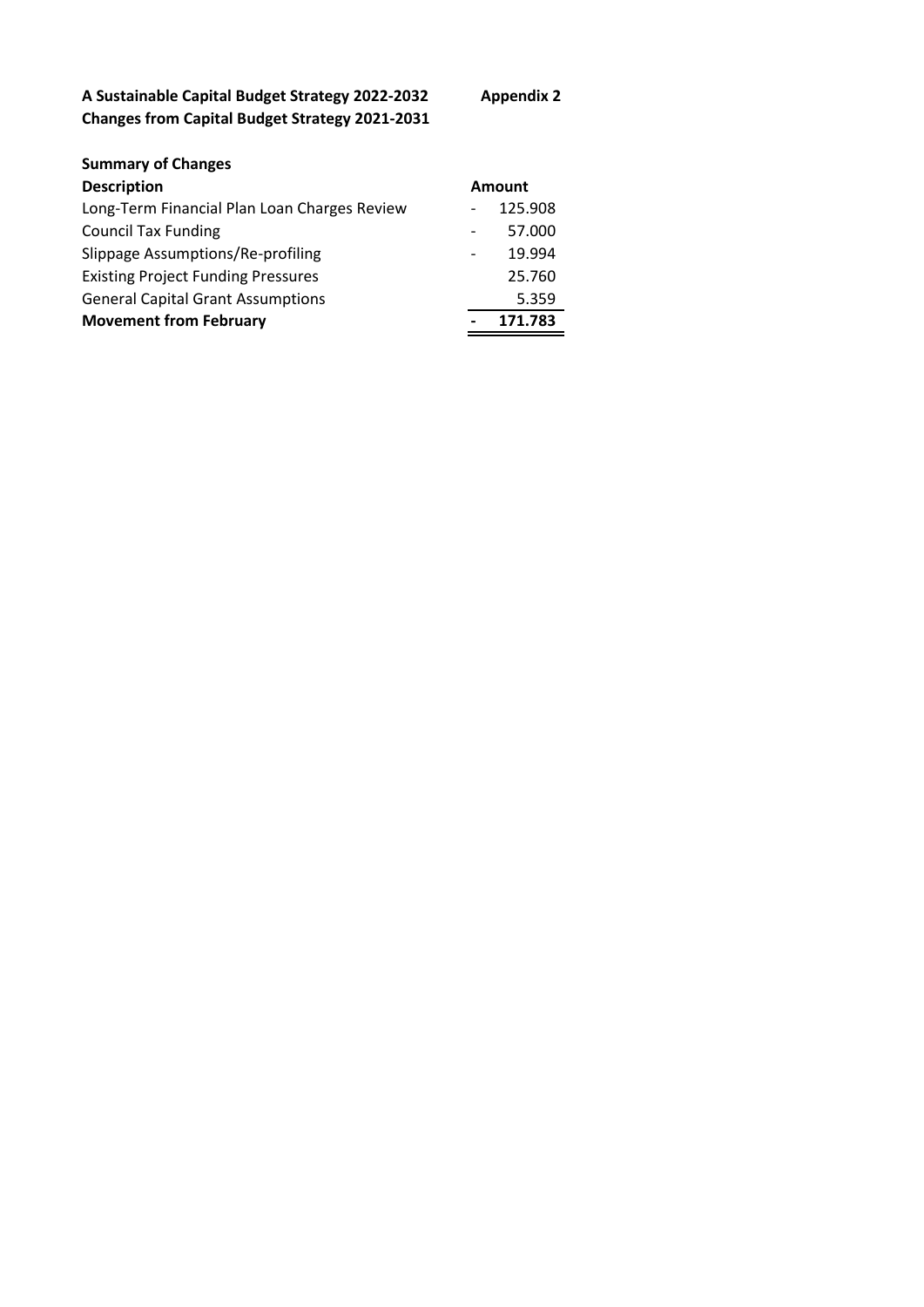**A Sustainable Capital Budget Strategy 2022-2032** **Appendix 2**
**Changes from Capital Budget Strategy 2021-2031**

**Summary of Changes**

| **Description** | **Amount** |
|---|---|
| Long-Term Financial Plan Loan Charges Review | - 125.908 |
| Council Tax Funding | - 57.000 |
| Slippage Assumptions/Re-profiling | - 19.994 |
| Existing Project Funding Pressures | 25.760 |
| General Capital Grant Assumptions | 5.359 |
| **Movement from February** | **- 171.783** |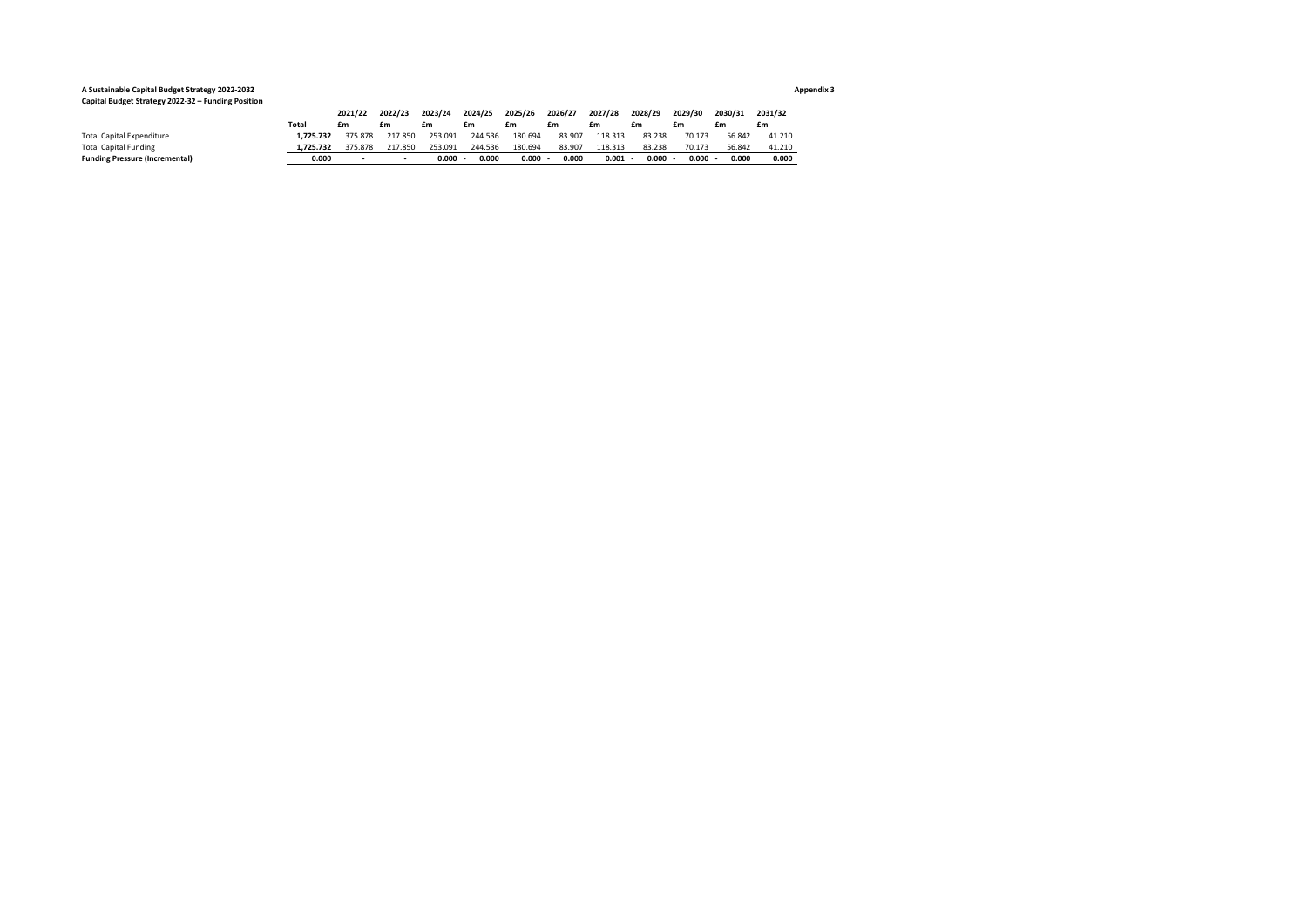**A Sustainable Capital Budget Strategy 2022-2032**

**Appendix 3**

**Capital Budget Strategy 2022-32 – Funding Position**

| | **Total** | **2021/22** | **2022/23** | **2023/24** | **2024/25** | **2025/26** | **2026/27** | **2027/28** | **2028/29** | **2029/30** | **2030/31** | **2031/32** |
|---|---|---|---|---|---|---|---|---|---|---|---|---|
| | | **£m** | **£m** | **£m** | **£m** | **£m** | **£m** | **£m** | **£m** | **£m** | **£m** | **£m** |
| Total Capital Expenditure | **1,725.732** | 375.878 | 217.850 | 253.091 | 244.536 | 180.694 | 83.907 | 118.313 | 83.238 | 70.173 | 56.842 | 41.210 |
| Total Capital Funding | **1,725.732** | 375.878 | 217.850 | 253.091 | 244.536 | 180.694 | 83.907 | 118.313 | 83.238 | 70.173 | 56.842 | 41.210 |
| **Funding Pressure (Incremental)** | **0.000** | - | - | **0.000** | **-0.000** | **0.000** | **-0.000** | **0.001** | **-0.000** | **-0.000** | **-0.000** | **0.000** |